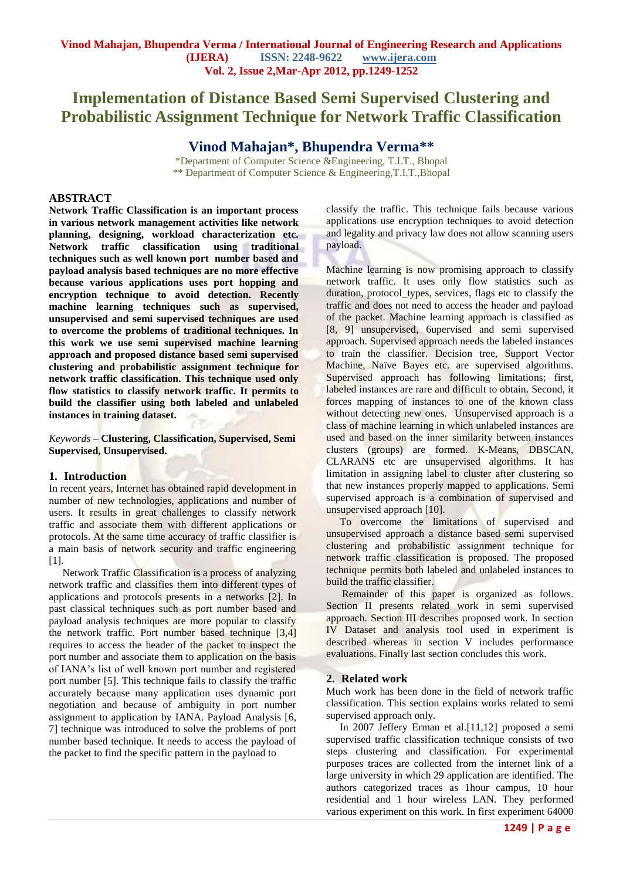# Implementation of Distance Based Semi Supervised Clustering and Probabilistic Assignment Technique for Network Traffic Classification

## Vinod Mahajan*, Bhupendra Verma**

*Department of Computer Science &Engineering, T.I.T., Bhopal
** Department of Computer Science & Engineering,T.I.T.,Bhopal

## ABSTRACT

**Network Traffic Classification is an important process in various network management activities like network planning, designing, workload characterization etc. Network traffic classification using traditional techniques such as well known port number based and payload analysis based techniques are no more effective because various applications uses port hopping and encryption technique to avoid detection. Recently machine learning techniques such as supervised, unsupervised and semi supervised techniques are used to overcome the problems of traditional techniques. In this work we use semi supervised machine learning approach and proposed distance based semi supervised clustering and probabilistic assignment technique for network traffic classification. This technique used only flow statistics to classify network traffic. It permits to build the classifier using both labeled and unlabeled instances in training dataset.**

*Keywords* – **Clustering, Classification, Supervised, Semi Supervised, Unsupervised.**

## 1. Introduction

In recent years, Internet has obtained rapid development in number of new technologies, applications and number of users. It results in great challenges to classify network traffic and associate them with different applications or protocols. At the same time accuracy of traffic classifier is a main basis of network security and traffic engineering [1].

Network Traffic Classification is a process of analyzing network traffic and classifies them into different types of applications and protocols presents in a networks [2]. In past classical techniques such as port number based and payload analysis techniques are more popular to classify the network traffic. Port number based technique [3,4] requires to access the header of the packet to inspect the port number and associate them to application on the basis of IANA's list of well known port number and registered port number [5]. This technique fails to classify the traffic accurately because many application uses dynamic port negotiation and because of ambiguity in port number assignment to application by IANA. Payload Analysis [6, 7] technique was introduced to solve the problems of port number based technique. It needs to access the payload of the packet to find the specific pattern in the payload to classify the traffic. This technique fails because various applications use encryption techniques to avoid detection and legality and privacy law does not allow scanning users payload.

Machine learning is now promising approach to classify network traffic. It uses only flow statistics such as duration, protocol_types, services, flags etc to classify the traffic and does not need to access the header and payload of the packet. Machine learning approach is classified as [8, 9] unsupervised, 6upervised and semi supervised approach. Supervised approach needs the labeled instances to train the classifier. Decision tree, Support Vector Machine, Naïve Bayes etc. are supervised algorithms. Supervised approach has following limitations; first, labeled instances are rare and difficult to obtain. Second, it forces mapping of instances to one of the known class without detecting new ones. Unsupervised approach is a class of machine learning in which unlabeled instances are used and based on the inner similarity between instances clusters (groups) are formed. K-Means, DBSCAN, CLARANS etc are unsupervised algorithms. It has limitation in assigning label to cluster after clustering so that new instances properly mapped to applications. Semi supervised approach is a combination of supervised and unsupervised approach [10].

To overcome the limitations of supervised and unsupervised approach a distance based semi supervised clustering and probabilistic assignment technique for network traffic classification is proposed. The proposed technique permits both labeled and unlabeled instances to build the traffic classifier.

Remainder of this paper is organized as follows. Section II presents related work in semi supervised approach. Section III describes proposed work. In section IV Dataset and analysis tool used in experiment is described whereas in section V includes performance evaluations. Finally last section concludes this work.

## 2. Related work

Much work has been done in the field of network traffic classification. This section explains works related to semi supervised approach only.

In 2007 Jeffery Erman et al.[11,12] proposed a semi supervised traffic classification technique consists of two steps clustering and classification. For experimental purposes traces are collected from the internet link of a large university in which 29 application are identified. The authors categorized traces as 1hour campus, 10 hour residential and 1 hour wireless LAN. They performed various experiment on this work. In first experiment 64000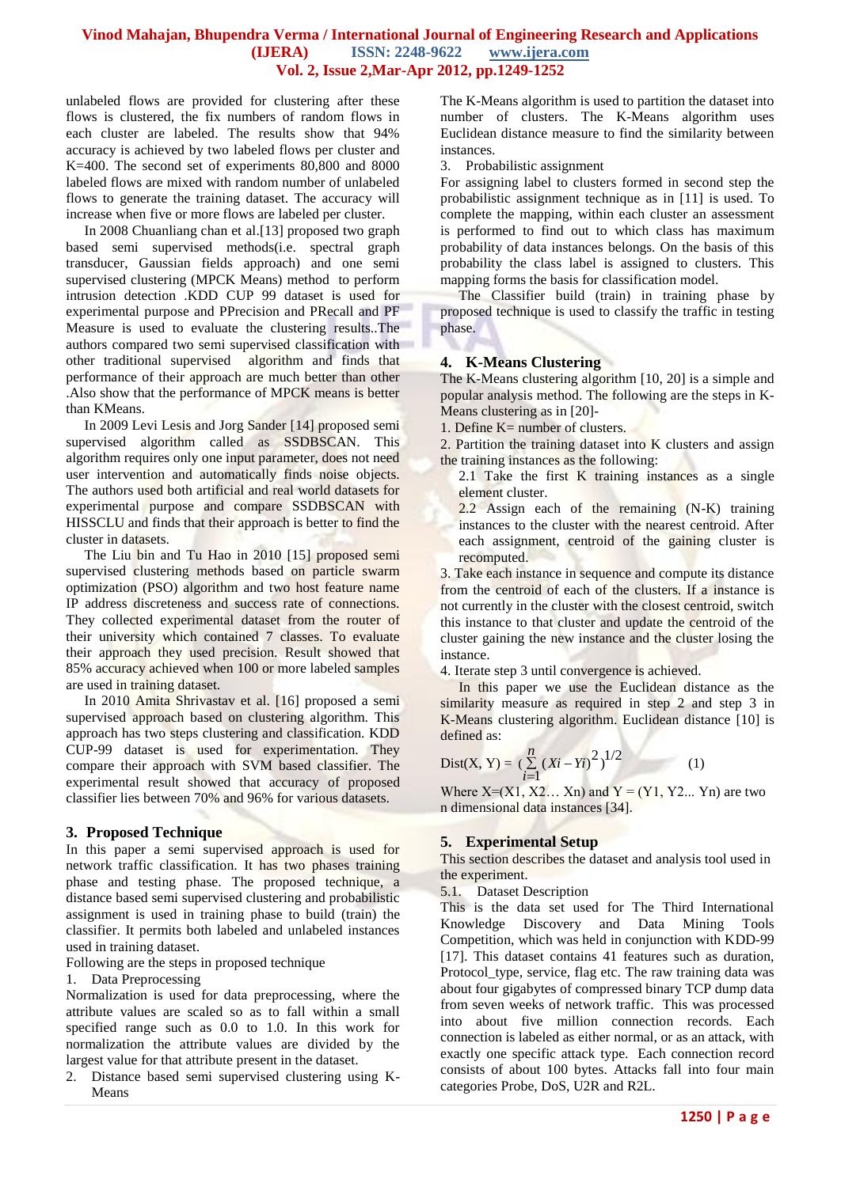unlabeled flows are provided for clustering after these flows is clustered, the fix numbers of random flows in each cluster are labeled. The results show that 94% accuracy is achieved by two labeled flows per cluster and K=400. The second set of experiments 80,800 and 8000 labeled flows are mixed with random number of unlabeled flows to generate the training dataset. The accuracy will increase when five or more flows are labeled per cluster.

In 2008 Chuanliang chan et al.[13] proposed two graph based semi supervised methods(i.e. spectral graph transducer, Gaussian fields approach) and one semi supervised clustering (MPCK Means) method to perform intrusion detection .KDD CUP 99 dataset is used for experimental purpose and PPrecision and PRecall and PF Measure is used to evaluate the clustering results..The authors compared two semi supervised classification with other traditional supervised algorithm and finds that performance of their approach are much better than other .Also show that the performance of MPCK means is better than KMeans.

In 2009 Levi Lesis and Jorg Sander [14] proposed semi supervised algorithm called as SSDBSCAN. This algorithm requires only one input parameter, does not need user intervention and automatically finds noise objects. The authors used both artificial and real world datasets for experimental purpose and compare SSDBSCAN with HISSCLU and finds that their approach is better to find the cluster in datasets.

The Liu bin and Tu Hao in 2010 [15] proposed semi supervised clustering methods based on particle swarm optimization (PSO) algorithm and two host feature name IP address discreteness and success rate of connections. They collected experimental dataset from the router of their university which contained 7 classes. To evaluate their approach they used precision. Result showed that 85% accuracy achieved when 100 or more labeled samples are used in training dataset.

In 2010 Amita Shrivastav et al. [16] proposed a semi supervised approach based on clustering algorithm. This approach has two steps clustering and classification. KDD CUP-99 dataset is used for experimentation. They compare their approach with SVM based classifier. The experimental result showed that accuracy of proposed classifier lies between 70% and 96% for various datasets.

## 3. Proposed Technique

In this paper a semi supervised approach is used for network traffic classification. It has two phases training phase and testing phase. The proposed technique, a distance based semi supervised clustering and probabilistic assignment is used in training phase to build (train) the classifier. It permits both labeled and unlabeled instances used in training dataset.

Following are the steps in proposed technique

1. Data Preprocessing

Normalization is used for data preprocessing, where the attribute values are scaled so as to fall within a small specified range such as 0.0 to 1.0. In this work for normalization the attribute values are divided by the largest value for that attribute present in the dataset.

2. Distance based semi supervised clustering using K-Means

The K-Means algorithm is used to partition the dataset into number of clusters. The K-Means algorithm uses Euclidean distance measure to find the similarity between instances.

3. Probabilistic assignment

For assigning label to clusters formed in second step the probabilistic assignment technique as in [11] is used. To complete the mapping, within each cluster an assessment is performed to find out to which class has maximum probability of data instances belongs. On the basis of this probability the class label is assigned to clusters. This mapping forms the basis for classification model.

The Classifier build (train) in training phase by proposed technique is used to classify the traffic in testing phase.

## 4. K-Means Clustering

The K-Means clustering algorithm [10, 20] is a simple and popular analysis method. The following are the steps in K-Means clustering as in [20]-

1. Define K= number of clusters.
2. Partition the training dataset into K clusters and assign the training instances as the following:
   2.1 Take the first K training instances as a single element cluster.
   2.2 Assign each of the remaining (N-K) training instances to the cluster with the nearest centroid. After each assignment, centroid of the gaining cluster is recomputed.
3. Take each instance in sequence and compute its distance from the centroid of each of the clusters. If a instance is not currently in the cluster with the closest centroid, switch this instance to that cluster and update the centroid of the cluster gaining the new instance and the cluster losing the instance.
4. Iterate step 3 until convergence is achieved.

In this paper we use the Euclidean distance as the similarity measure as required in step 2 and step 3 in K-Means clustering algorithm. Euclidean distance [10] is defined as:

$$\text{Dist}(X, Y) = \left(\sum_{i=1}^{n} (Xi - Yi)^2\right)^{1/2} \qquad (1)$$

Where X=(X1, X2… Xn) and Y = (Y1, Y2... Yn) are two n dimensional data instances [34].

## 5. Experimental Setup

This section describes the dataset and analysis tool used in the experiment.

5.1. Dataset Description

This is the data set used for The Third International Knowledge Discovery and Data Mining Tools Competition, which was held in conjunction with KDD-99 [17]. This dataset contains 41 features such as duration, Protocol_type, service, flag etc. The raw training data was about four gigabytes of compressed binary TCP dump data from seven weeks of network traffic. This was processed into about five million connection records. Each connection is labeled as either normal, or as an attack, with exactly one specific attack type. Each connection record consists of about 100 bytes. Attacks fall into four main categories Probe, DoS, U2R and R2L.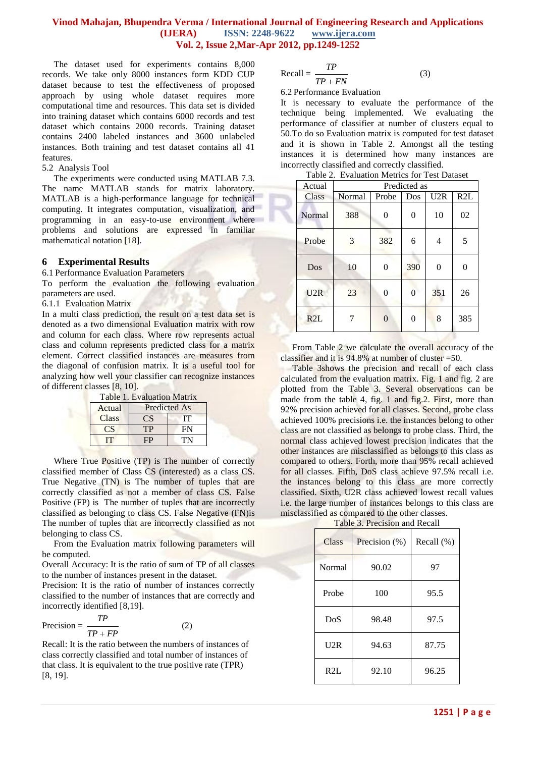The dataset used for experiments contains 8,000 records. We take only 8000 instances form KDD CUP dataset because to test the effectiveness of proposed approach by using whole dataset requires more computational time and resources. This data set is divided into training dataset which contains 6000 records and test dataset which contains 2000 records. Training dataset contains 2400 labeled instances and 3600 unlabeled instances. Both training and test dataset contains all 41 features.

5.2 Analysis Tool

The experiments were conducted using MATLAB 7.3. The name MATLAB stands for matrix laboratory. MATLAB is a high-performance language for technical computing. It integrates computation, visualization, and programming in an easy-to-use environment where problems and solutions are expressed in familiar mathematical notation [18].

## 6 Experimental Results

6.1 Performance Evaluation Parameters

To perform the evaluation the following evaluation parameters are used.

6.1.1 Evaluation Matrix

In a multi class prediction, the result on a test data set is denoted as a two dimensional Evaluation matrix with row and column for each class. Where row represents actual class and column represents predicted class for a matrix element. Correct classified instances are measures from the diagonal of confusion matrix. It is a useful tool for analyzing how well your classifier can recognize instances of different classes [8, 10].

Table 1. Evaluation Matrix

| Actual Class | Predicted As | |
|---|---|---|
| | CS | IT |
| CS | TP | FN |
| IT | FP | TN |

Where True Positive (TP) is The number of correctly classified member of Class CS (interested) as a class CS. True Negative (TN) is The number of tuples that are correctly classified as not a member of class CS. False Positive (FP) is The number of tuples that are incorrectly classified as belonging to class CS. False Negative (FN)is The number of tuples that are incorrectly classified as not belonging to class CS.

From the Evaluation matrix following parameters will be computed.

Overall Accuracy: It is the ratio of sum of TP of all classes to the number of instances present in the dataset.

Precision: It is the ratio of number of instances correctly classified to the number of instances that are correctly and incorrectly identified [8,19].

$$\text{Precision} = \frac{TP}{TP + FP} \qquad (2)$$

Recall: It is the ratio between the numbers of instances of class correctly classified and total number of instances of that class. It is equivalent to the true positive rate (TPR) [8, 19].

$$\text{Recall} = \frac{TP}{TP + FN} \qquad (3)$$

6.2 Performance Evaluation

It is necessary to evaluate the performance of the technique being implemented. We evaluating the performance of classifier at number of clusters equal to 50.To do so Evaluation matrix is computed for test dataset and it is shown in Table 2. Amongst all the testing instances it is determined how many instances are incorrectly classified and correctly classified.

Table 2. Evaluation Metrics for Test Dataset

| Actual Class | Predicted as | | | | |
|---|---|---|---|---|---|
| | Normal | Probe | Dos | U2R | R2L |
| Normal | 388 | 0 | 0 | 10 | 02 |
| Probe | 3 | 382 | 6 | 4 | 5 |
| Dos | 10 | 0 | 390 | 0 | 0 |
| U2R | 23 | 0 | 0 | 351 | 26 |
| R2L | 7 | 0 | 0 | 8 | 385 |

From Table 2 we calculate the overall accuracy of the classifier and it is 94.8% at number of cluster =50.

Table 3shows the precision and recall of each class calculated from the evaluation matrix. Fig. 1 and fig. 2 are plotted from the Table 3. Several observations can be made from the table 4, fig. 1 and fig.2. First, more than 92% precision achieved for all classes. Second, probe class achieved 100% precisions i.e. the instances belong to other class are not classified as belongs to probe class. Third, the normal class achieved lowest precision indicates that the other instances are misclassified as belongs to this class as compared to others. Forth, more than 95% recall achieved for all classes. Fifth, DoS class achieve 97.5% recall i.e. the instances belong to this class are more correctly classified. Sixth, U2R class achieved lowest recall values i.e. the large number of instances belongs to this class are misclassified as compared to the other classes.

Table 3. Precision and Recall

| Class | Precision (%) | Recall (%) |
|---|---|---|
| Normal | 90.02 | 97 |
| Probe | 100 | 95.5 |
| DoS | 98.48 | 97.5 |
| U2R | 94.63 | 87.75 |
| R2L | 92.10 | 96.25 |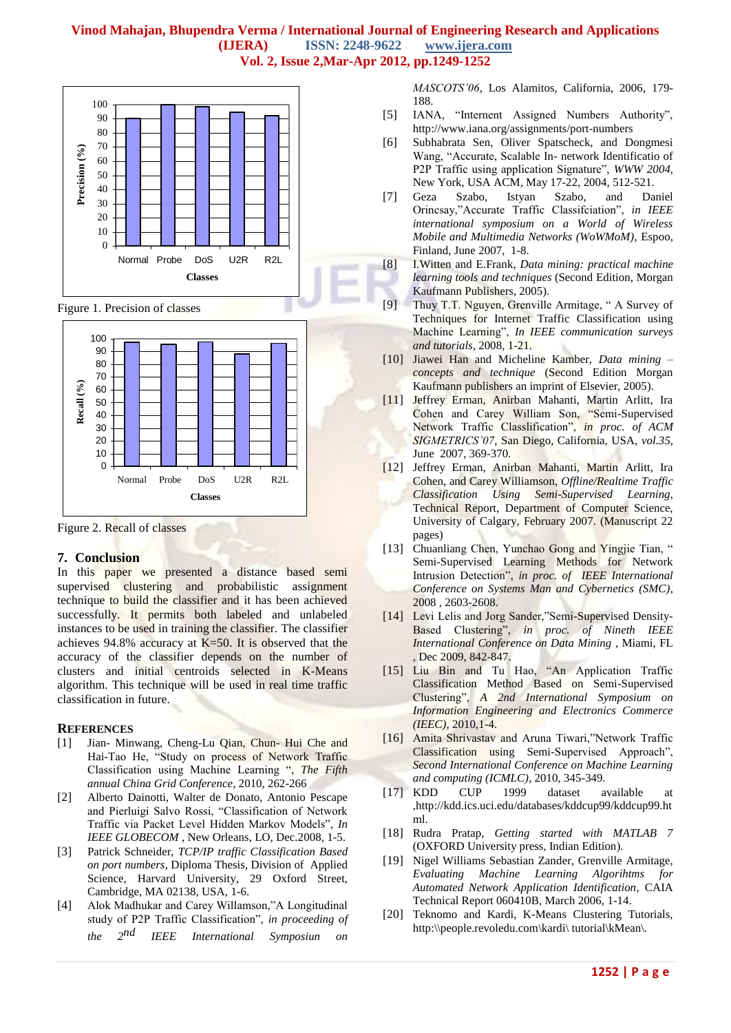Precision (%)

100
90
80
70
60
50
40
30
20
10
0

Normal Probe DoS U2R R2L

Classes

Figure 1. Precision of classes

Recall (%)

100
90
80
70
60
50
40
30
20
10
0

Normal Probe DoS U2R R2L

Classes

Figure 2. Recall of classes

## 7. Conclusion

In this paper we presented a distance based semi supervised clustering and probabilistic assignment technique to build the classifier and it has been achieved successfully. It permits both labeled and unlabeled instances to be used in training the classifier. The classifier achieves 94.8% accuracy at K=50. It is observed that the accuracy of the classifier depends on the number of clusters and initial centroids selected in K-Means algorithm. This technique will be used in real time traffic classification in future.

## REFERENCES

[1] Jian- Minwang, Cheng-Lu Qian, Chun- Hui Che and Hai-Tao He, "Study on process of Network Traffic Classification using Machine Learning ", *The Fifth annual China Grid Conference*, 2010, 262-266

[2] Alberto Dainotti, Walter de Donato, Antonio Pescape and Pierluigi Salvo Rossi, "Classification of Network Traffic via Packet Level Hidden Markov Models", *In IEEE GLOBECOM* , New Orleans, LO, Dec.2008, 1-5.

[3] Patrick Schneider, *TCP/IP traffic Classification Based on port numbers*, Diploma Thesis, Division of Applied Science, Harvard University, 29 Oxford Street, Cambridge, MA 02138, USA, 1-6.

[4] Alok Madhukar and Carey Willamson,"A Longitudinal study of P2P Traffic Classification", *in proceeding of the 2nd IEEE International Symposiun on MASCOTS'06*, Los Alamitos, California, 2006, 179-188.

[5] IANA, "Internent Assigned Numbers Authority", http://www.iana.org/assignments/port-numbers

[6] Subhabrata Sen, Oliver Spatscheck, and Dongmesi Wang, "Accurate, Scalable In- network Identificatio of P2P Traffic using application Signature", *WWW 2004*, New York, USA ACM, May 17-22, 2004, 512-521.

[7] Geza Szabo, Istyan Szabo, and Daniel Orincsay,"Accurate Traffic Classifciation", *in IEEE international symposium on a World of Wireless Mobile and Multimedia Networks (WoWMoM)*, Espoo, Finland, June 2007, 1-8.

[8] I.Witten and E.Frank, *Data mining: practical machine learning tools and techniques* (Second Edition, Morgan Kaufmann Publishers, 2005).

[9] Thuy T.T. Nguyen, Grenville Armitage, " A Survey of Techniques for Internet Traffic Classification using Machine Learning", *In IEEE communication surveys and tutorials*, 2008, 1-21.

[10] Jiawei Han and Micheline Kamber, *Data mining – concepts and technique* (Second Edition Morgan Kaufmann publishers an imprint of Elsevier, 2005).

[11] Jeffrey Erman, Anirban Mahanti, Martin Arlitt, Ira Cohen and Carey William Son, "Semi-Supervised Network Traffic Classlification", *in proc. of ACM SIGMETRICS'07*, San Diego, California, USA, *vol.35*, June 2007, 369-370.

[12] Jeffrey Erman, Anirban Mahanti, Martin Arlitt, Ira Cohen, and Carey Williamson, *Offline/Realtime Traffic Classification Using Semi-Supervised Learning*, Technical Report, Department of Computer Science, University of Calgary, February 2007. (Manuscript 22 pages)

[13] Chuanliang Chen, Yunchao Gong and Yingjie Tian, " Semi-Supervised Learning Methods for Network Intrusion Detection", *in proc. of IEEE International Conference on Systems Man and Cybernetics (SMC)*, 2008 , 2603-2608.

[14] Levi Lelis and Jorg Sander,"Semi-Supervised Density-Based Clustering", *in proc. of Nineth IEEE International Conference on Data Mining* , Miami, FL , Dec 2009, 842-847.

[15] Liu Bin and Tu Hao, "An Application Traffic Classification Method Based on Semi-Supervised Clustering", *A 2nd International Symposium on Information Engineering and Electronics Commerce (IEEC)*, 2010,1-4.

[16] Amita Shrivastav and Aruna Tiwari,"Network Traffic Classification using Semi-Supervised Approach", *Second International Conference on Machine Learning and computing (ICMLC)*, 2010, 345-349.

[17] KDD CUP 1999 dataset available at ,http://kdd.ics.uci.edu/databases/kddcup99/kddcup99.html.

[18] Rudra Pratap, *Getting started with MATLAB 7* (OXFORD University press, Indian Edition).

[19] Nigel Williams Sebastian Zander, Grenville Armitage, *Evaluating Machine Learning Algorihtms for Automated Network Application Identification*, CAIA Technical Report 060410B, March 2006, 1-14.

[20] Teknomo and Kardi, K-Means Clustering Tutorials, http:\\people.revoledu.com\kardi\ tutorial\kMean\.